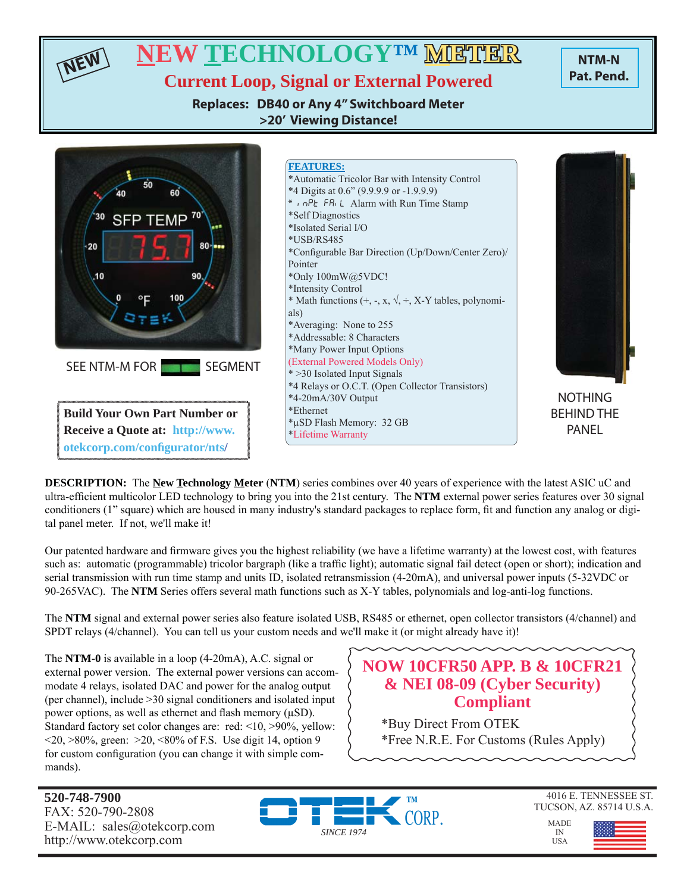# NEW NEW TECHNOLOGY™ METER

## Current Loop, Signal or External Powered

**NTM-N**
**Pat. Pend.**

**Replaces: DB40 or Any 4" Switchboard Meter**
**>20' Viewing Distance!**

SEE NTM-M FOR SEGMENT

**Build Your Own Part Number or Receive a Quote at: http://www.otekcorp.com/configurator/nts/**

**FEATURES:**

*Automatic Tricolor Bar with Intensity Control
*4 Digits at 0.6" (9.9.9.9 or -1.9.9.9)
* inPt FAiL Alarm with Run Time Stamp
*Self Diagnostics
*Isolated Serial I/O
*USB/RS485
*Configurable Bar Direction (Up/Down/Center Zero)/ Pointer
*Only 100mW@5VDC!
*Intensity Control
* Math functions (+, -, x, √, ÷, X-Y tables, polynomials)
*Averaging: None to 255
*Addressable: 8 Characters
*Many Power Input Options
(External Powered Models Only)
* >30 Isolated Input Signals
*4 Relays or O.C.T. (Open Collector Transistors)
*4-20mA/30V Output
*Ethernet
*µSD Flash Memory: 32 GB
*Lifetime Warranty

NOTHING BEHIND THE PANEL

**DESCRIPTION:** The **New Technology Meter** (**NTM**) series combines over 40 years of experience with the latest ASIC uC and ultra-efficient multicolor LED technology to bring you into the 21st century. The **NTM** external power series features over 30 signal conditioners (1" square) which are housed in many industry's standard packages to replace form, fit and function any analog or digital panel meter. If not, we'll make it!

Our patented hardware and firmware gives you the highest reliability (we have a lifetime warranty) at the lowest cost, with features such as: automatic (programmable) tricolor bargraph (like a traffic light); automatic signal fail detect (open or short); indication and serial transmission with run time stamp and units ID, isolated retransmission (4-20mA), and universal power inputs (5-32VDC or 90-265VAC). The **NTM** Series offers several math functions such as X-Y tables, polynomials and log-anti-log functions.

The **NTM** signal and external power series also feature isolated USB, RS485 or ethernet, open collector transistors (4/channel) and SPDT relays (4/channel). You can tell us your custom needs and we'll make it (or might already have it)!

The **NTM-0** is available in a loop (4-20mA), A.C. signal or external power version. The external power versions can accommodate 4 relays, isolated DAC and power for the analog output (per channel), include >30 signal conditioners and isolated input power options, as well as ethernet and flash memory (µSD). Standard factory set color changes are: red: <10, >90%, yellow: <20, >80%, green: >20, <80% of F.S. Use digit 14, option 9 for custom configuration (you can change it with simple commands).

**NOW 10CFR50 APP. B & 10CFR21 & NEI 08-09 (Cyber Security) Compliant**

*Buy Direct From OTEK
*Free N.R.E. For Customs (Rules Apply)

**520-748-7900**
FAX: 520-790-2808
E-MAIL: sales@otekcorp.com
http://www.otekcorp.com

OTEK™ CORP. SINCE 1974

4016 E. TENNESSEE ST.
TUCSON, AZ. 85714 U.S.A.

MADE IN USA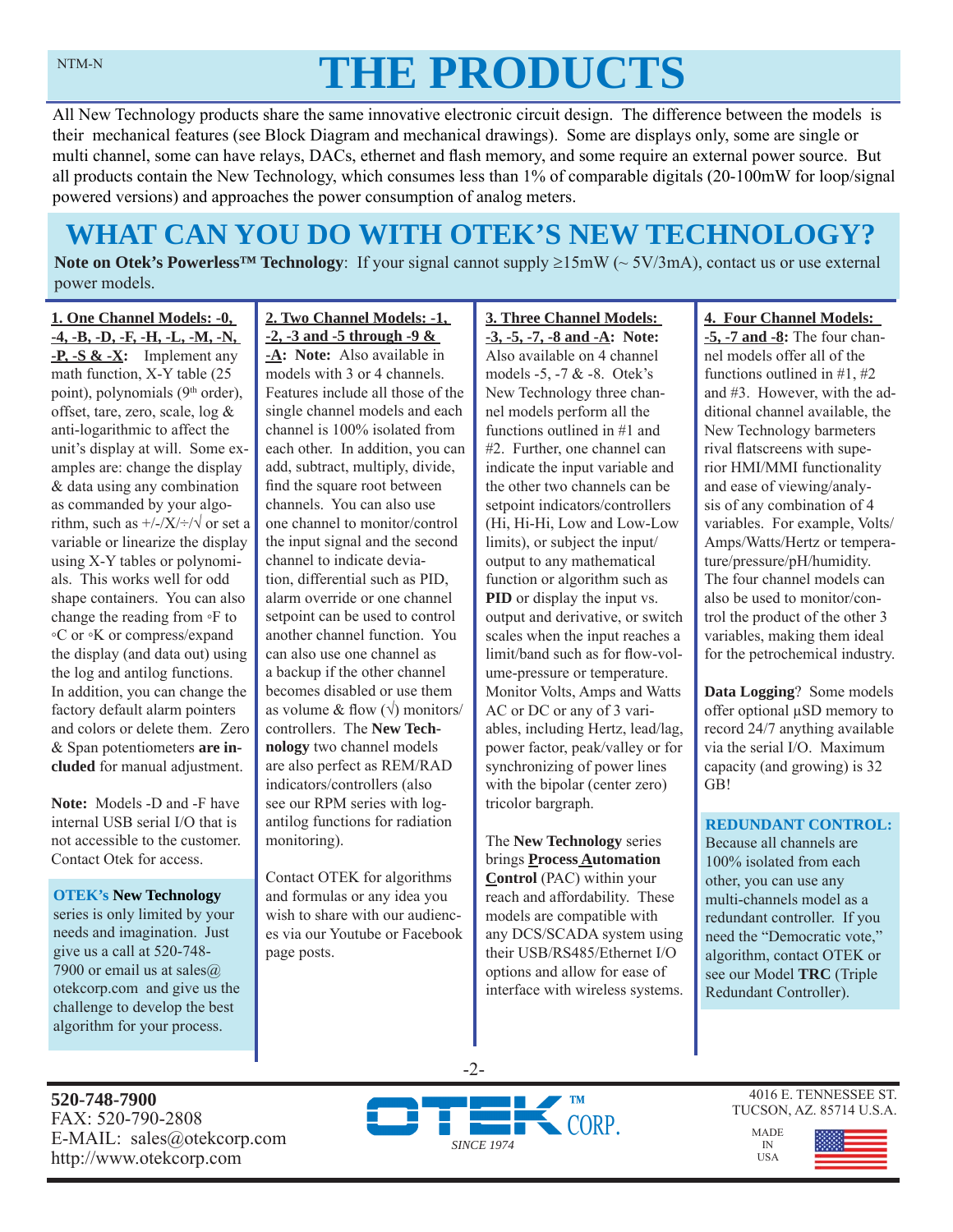# THE PRODUCTS

All New Technology products share the same innovative electronic circuit design. The difference between the models is their mechanical features (see Block Diagram and mechanical drawings). Some are displays only, some are single or multi channel, some can have relays, DACs, ethernet and flash memory, and some require an external power source. But all products contain the New Technology, which consumes less than 1% of comparable digitals (20-100mW for loop/signal powered versions) and approaches the power consumption of analog meters.

## WHAT CAN YOU DO WITH OTEK'S NEW TECHNOLOGY?

**Note on Otek's Powerless™ Technology**: If your signal cannot supply ≥15mW (~ 5V/3mA), contact us or use external power models.

**1. One Channel Models: -0, -4, -B, -D, -F, -H, -L, -M, -N, -P, -S & -X:** Implement any math function, X-Y table (25 point), polynomials (9th order), offset, tare, zero, scale, log & anti-logarithmic to affect the unit's display at will. Some examples are: change the display & data using any combination as commanded by your algorithm, such as +/-/X/÷/√ or set a variable or linearize the display using X-Y tables or polynomials. This works well for odd shape containers. You can also change the reading from ◦F to ◦C or ◦K or compress/expand the display (and data out) using the log and antilog functions. In addition, you can change the factory default alarm pointers and colors or delete them. Zero & Span potentiometers **are included** for manual adjustment.

**Note:** Models -D and -F have internal USB serial I/O that is not accessible to the customer. Contact Otek for access.

**OTEK's New Technology** series is only limited by your needs and imagination. Just give us a call at 520-748-7900 or email us at sales@otekcorp.com and give us the challenge to develop the best algorithm for your process.

**2. Two Channel Models: -1, -2, -3 and -5 through -9 & -A: Note:** Also available in models with 3 or 4 channels. Features include all those of the single channel models and each channel is 100% isolated from each other. In addition, you can add, subtract, multiply, divide, find the square root between channels. You can also use one channel to monitor/control the input signal and the second channel to indicate deviation, differential such as PID, alarm override or one channel setpoint can be used to control another channel function. You can also use one channel as a backup if the other channel becomes disabled or use them as volume & flow (√) monitors/controllers. The **New Technology** two channel models are also perfect as REM/RAD indicators/controllers (also see our RPM series with log-antilog functions for radiation monitoring).

Contact OTEK for algorithms and formulas or any idea you wish to share with our audiences via our Youtube or Facebook page posts.

**3. Three Channel Models: -3, -5, -7, -8 and -A: Note:** Also available on 4 channel models -5, -7 & -8. Otek's New Technology three channel models perform all the functions outlined in #1 and #2. Further, one channel can indicate the input variable and the other two channels can be setpoint indicators/controllers (Hi, Hi-Hi, Low and Low-Low limits), or subject the input/output to any mathematical function or algorithm such as **PID** or display the input vs. output and derivative, or switch scales when the input reaches a limit/band such as for flow-volume-pressure or temperature. Monitor Volts, Amps and Watts AC or DC or any of 3 variables, including Hertz, lead/lag, power factor, peak/valley or for synchronizing of power lines with the bipolar (center zero) tricolor bargraph.

The **New Technology** series brings **Process Automation Control** (PAC) within your reach and affordability. These models are compatible with any DCS/SCADA system using their USB/RS485/Ethernet I/O options and allow for ease of interface with wireless systems.

**4. Four Channel Models: -5, -7 and -8:** The four channel models offer all of the functions outlined in #1, #2 and #3. However, with the additional channel available, the New Technology barmeters rival flatscreens with superior HMI/MMI functionality and ease of viewing/analysis of any combination of 4 variables. For example, Volts/Amps/Watts/Hertz or temperature/pressure/pH/humidity. The four channel models can also be used to monitor/control the product of the other 3 variables, making them ideal for the petrochemical industry.

**Data Logging**? Some models offer optional µSD memory to record 24/7 anything available via the serial I/O. Maximum capacity (and growing) is 32 GB!

**REDUNDANT CONTROL:** Because all channels are 100% isolated from each other, you can use any multi-channels model as a redundant controller. If you need the "Democratic vote," algorithm, contact OTEK or see our Model **TRC** (Triple Redundant Controller).

**520-748-7900**
FAX: 520-790-2808
E-MAIL: sales@otekcorp.com
http://www.otekcorp.com

OTEK™ CORP. SINCE 1974

4016 E. TENNESSEE ST.
TUCSON, AZ. 85714 U.S.A.
MADE IN USA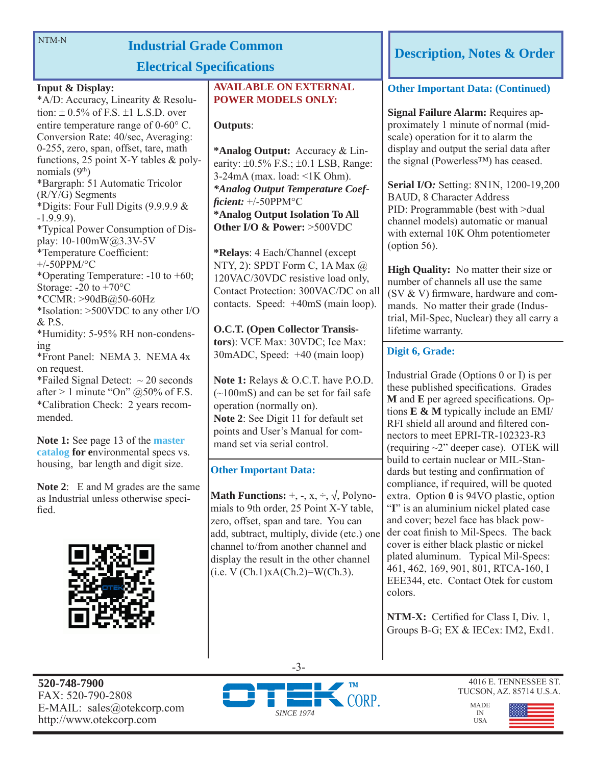NTM-N

# Industrial Grade Common Electrical Specifications

**Input & Display:**

*A/D: Accuracy, Linearity & Resolution: ± 0.5% of F.S. ±1 L.S.D. over entire temperature range of 0-60° C. Conversion Rate: 40/sec, Averaging: 0-255, zero, span, offset, tare, math functions, 25 point X-Y tables & polynomials (9th)

*Bargraph: 51 Automatic Tricolor (R/Y/G) Segments

*Digits: Four Full Digits (9.9.9.9 & -1.9.9.9).

*Typical Power Consumption of Display: 10-100mW@3.3V-5V

*Temperature Coefficient: +/-50PPM/°C

*Operating Temperature: -10 to +60; Storage: -20 to +70°C

*CCMR: >90dB@50-60Hz

*Isolation: >500VDC to any other I/O & P.S.

*Humidity: 5-95% RH non-condensing

*Front Panel: NEMA 3. NEMA 4x on request.

*Failed Signal Detect: ~ 20 seconds after > 1 minute "On" @50% of F.S.

*Calibration Check: 2 years recommended.

**Note 1:** See page 13 of the master catalog **for e**nvironmental specs vs. housing, bar length and digit size.

**Note 2**: E and M grades are the same as Industrial unless otherwise specified.

**AVAILABLE ON EXTERNAL POWER MODELS ONLY:**

**Outputs**:

***Analog Output:** Accuracy & Linearity: ±0.5% F.S.; ±0.1 LSB, Range: 3-24mA (max. load: <1K Ohm).

***Analog Output Temperature Coefficient:*** +/-50PPM°C

***Analog Output Isolation To All Other I/O & Power:** >500VDC

***Relays**: 4 Each/Channel (except NTY, 2): SPDT Form C, 1A Max @ 120VAC/30VDC resistive load only, Contact Protection: 300VAC/DC on all contacts. Speed: +40mS (main loop).

**O.C.T. (Open Collector Transistors)**: VCE Max: 30VDC; Ice Max: 30mADC, Speed: +40 (main loop)

**Note 1:** Relays & O.C.T. have P.O.D. (~100mS) and can be set for fail safe operation (normally on).

**Note 2**: See Digit 11 for default set points and User's Manual for command set via serial control.

## Other Important Data:

**Math Functions:** +, -, x, ÷, √, Polynomials to 9th order, 25 Point X-Y table, zero, offset, span and tare. You can add, subtract, multiply, divide (etc.) one channel to/from another channel and display the result in the other channel (i.e. V (Ch.1)xA(Ch.2)=W(Ch.3).

# Description, Notes & Order

## Other Important Data: (Continued)

**Signal Failure Alarm:** Requires approximately 1 minute of normal (mid-scale) operation for it to alarm the display and output the serial data after the signal (Powerless™) has ceased.

**Serial I/O:** Setting: 8N1N, 1200-19,200 BAUD, 8 Character Address

PID: Programmable (best with >dual channel models) automatic or manual with external 10K Ohm potentiometer (option 56).

**High Quality:** No matter their size or number of channels all use the same (SV & V) firmware, hardware and commands. No matter their grade (Industrial, Mil-Spec, Nuclear) they all carry a lifetime warranty.

## Digit 6, Grade:

Industrial Grade (Options 0 or I) is per these published specifications. Grades **M** and **E** per agreed specifications. Options **E & M** typically include an EMI/RFI shield all around and filtered connectors to meet EPRI-TR-102323-R3 (requiring ~2" deeper case). OTEK will build to certain nuclear or MIL-Standards but testing and confirmation of compliance, if required, will be quoted extra. Option **0** is 94VO plastic, option "**I**" is an aluminium nickel plated case and cover; bezel face has black powder coat finish to Mil-Specs. The back cover is either black plastic or nickel plated aluminum. Typical Mil-Specs: 461, 462, 169, 901, 801, RTCA-160, I EEE344, etc. Contact Otek for custom colors.

**NTM-X:** Certified for Class I, Div. 1, Groups B-G; EX & IECex: IM2, Exd1.

**520-748-7900**
FAX: 520-790-2808
E-MAIL: sales@otekcorp.com
http://www.otekcorp.com

OTEK™ CORP. SINCE 1974

4016 E. TENNESSEE ST.
TUCSON, AZ. 85714 U.S.A.

MADE IN USA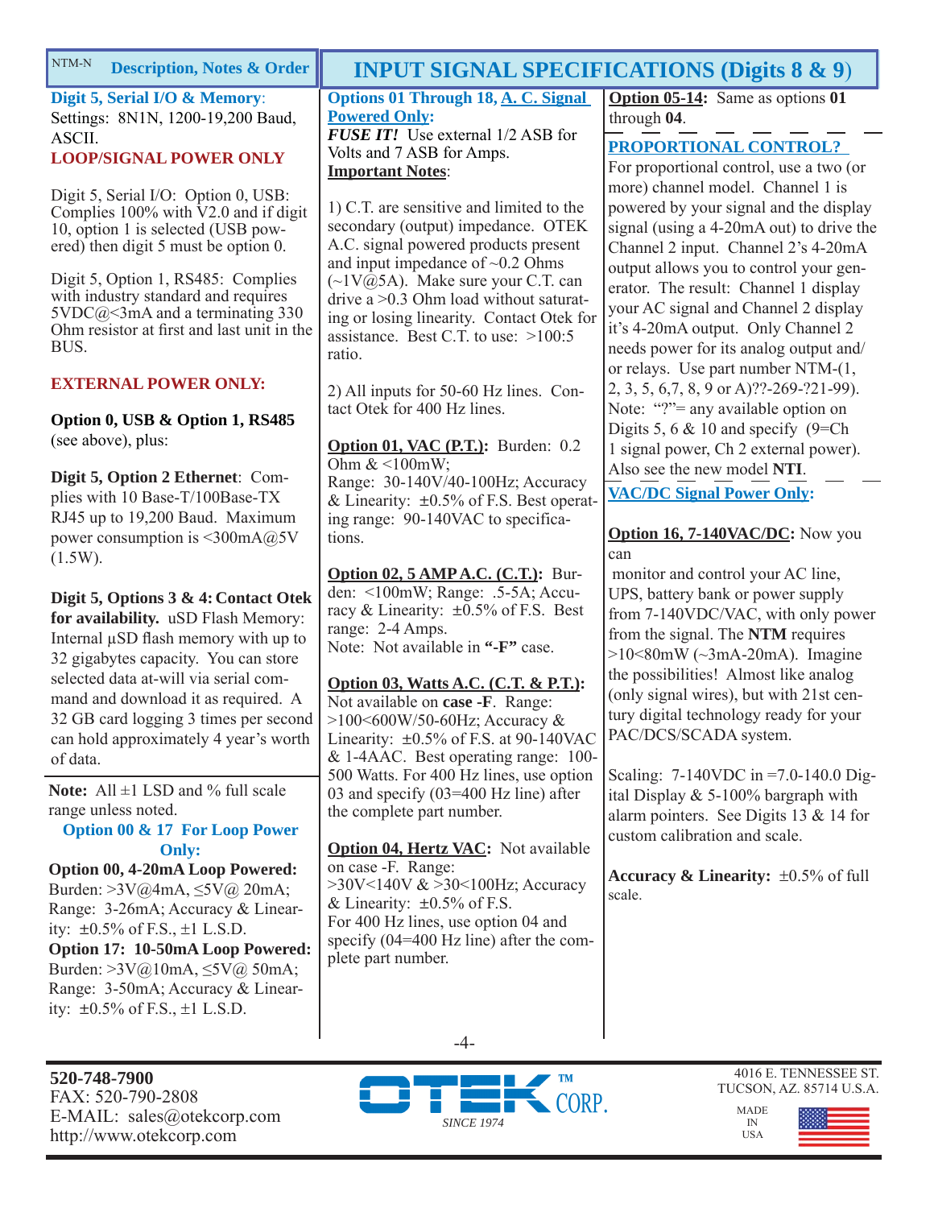## Description, Notes & Order

**Digit 5, Serial I/O & Memory**: Settings: 8N1N, 1200-19,200 Baud, ASCII.

**LOOP/SIGNAL POWER ONLY**

Digit 5, Serial I/O: Option 0, USB: Complies 100% with V2.0 and if digit 10, option 1 is selected (USB powered) then digit 5 must be option 0.

Digit 5, Option 1, RS485: Complies with industry standard and requires 5VDC@<3mA and a terminating 330 Ohm resistor at first and last unit in the BUS.

**EXTERNAL POWER ONLY:**

**Option 0, USB & Option 1, RS485** (see above), plus:

**Digit 5, Option 2 Ethernet**: Complies with 10 Base-T/100Base-TX RJ45 up to 19,200 Baud. Maximum power consumption is <300mA@5V (1.5W).

**Digit 5, Options 3 & 4: Contact Otek for availability.** uSD Flash Memory: Internal µSD flash memory with up to 32 gigabytes capacity. You can store selected data at-will via serial command and download it as required. A 32 GB card logging 3 times per second can hold approximately 4 year's worth of data.

**Note:** All ±1 LSD and % full scale range unless noted.

**Option 00 & 17 For Loop Power Only:**

**Option 00, 4-20mA Loop Powered:** Burden: >3V@4mA, ≤5V@ 20mA; Range: 3-26mA; Accuracy & Linearity: ±0.5% of F.S., ±1 L.S.D.

**Option 17: 10-50mA Loop Powered:** Burden: >3V@10mA, ≤5V@ 50mA; Range: 3-50mA; Accuracy & Linearity: ±0.5% of F.S., ±1 L.S.D.

## INPUT SIGNAL SPECIFICATIONS (Digits 8 & 9)

**Options 01 Through 18, A. C. Signal Powered Only:**

***FUSE IT!*** Use external 1/2 ASB for Volts and 7 ASB for Amps.

**Important Notes**:

1) C.T. are sensitive and limited to the secondary (output) impedance. OTEK A.C. signal powered products present and input impedance of ~0.2 Ohms (~1V@5A). Make sure your C.T. can drive a >0.3 Ohm load without saturating or losing linearity. Contact Otek for assistance. Best C.T. to use: >100:5 ratio.

2) All inputs for 50-60 Hz lines. Contact Otek for 400 Hz lines.

**Option 01, VAC (P.T.):** Burden: 0.2 Ohm & <100mW; Range: 30-140V/40-100Hz; Accuracy & Linearity: ±0.5% of F.S. Best operating range: 90-140VAC to specifications.

**Option 02, 5 AMP A.C. (C.T.):** Burden: <100mW; Range: .5-5A; Accuracy & Linearity: ±0.5% of F.S. Best range: 2-4 Amps.
Note: Not available in **"-F"** case.

**Option 03, Watts A.C. (C.T. & P.T.):** Not available on **case -F**. Range: >100<600W/50-60Hz; Accuracy & Linearity: ±0.5% of F.S. at 90-140VAC & 1-4AAC. Best operating range: 100-500 Watts. For 400 Hz lines, use option 03 and specify (03=400 Hz line) after the complete part number.

**Option 04, Hertz VAC:** Not available on case -F. Range: >30V<140V & >30<100Hz; Accuracy & Linearity: ±0.5% of F.S.
For 400 Hz lines, use option 04 and specify (04=400 Hz line) after the complete part number.

**Option 05-14:** Same as options **01** through **04**.

**PROPORTIONAL CONTROL?**

For proportional control, use a two (or more) channel model. Channel 1 is powered by your signal and the display signal (using a 4-20mA out) to drive the Channel 2 input. Channel 2's 4-20mA output allows you to control your generator. The result: Channel 1 display your AC signal and Channel 2 display it's 4-20mA output. Only Channel 2 needs power for its analog output and/or relays. Use part number NTM-(1, 2, 3, 5, 6,7, 8, 9 or A)??-269-?21-99). Note: "?"= any available option on Digits 5, 6 & 10 and specify (9=Ch 1 signal power, Ch 2 external power). Also see the new model **NTI**.

**VAC/DC Signal Power Only:**

**Option 16, 7-140VAC/DC:** Now you can monitor and control your AC line, UPS, battery bank or power supply from 7-140VDC/VAC, with only power from the signal. The **NTM** requires >10<80mW (~3mA-20mA). Imagine the possibilities! Almost like analog (only signal wires), but with 21st century digital technology ready for your PAC/DCS/SCADA system.

Scaling: 7-140VDC in =7.0-140.0 Digital Display & 5-100% bargraph with alarm pointers. See Digits 13 & 14 for custom calibration and scale.

**Accuracy & Linearity:** ±0.5% of full scale.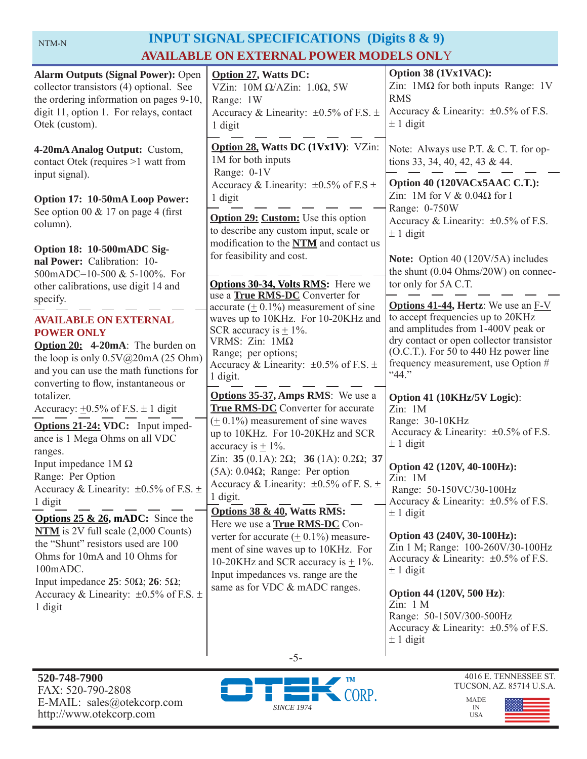# INPUT SIGNAL SPECIFICATIONS (Digits 8 & 9)

## AVAILABLE ON EXTERNAL POWER MODELS ONLY

**Alarm Outputs (Signal Power):** Open collector transistors (4) optional. See the ordering information on pages 9-10, digit 11, option 1. For relays, contact Otek (custom).

**4-20mA Analog Output:** Custom, contact Otek (requires >1 watt from input signal).

**Option 17: 10-50mA Loop Power:** See option 00 & 17 on page 4 (first column).

**Option 18: 10-500mADC Signal Power:** Calibration: 10-500mADC=10-500 & 5-100%. For other calibrations, use digit 14 and specify.

**AVAILABLE ON EXTERNAL POWER ONLY**

**Option 20: 4-20mA**: The burden on the loop is only 0.5V@20mA (25 Ohm) and you can use the math functions for converting to flow, instantaneous or totalizer.
Accuracy: ±0.5% of F.S. ± 1 digit

**Options 21-24: VDC:** Input impedance is 1 Mega Ohms on all VDC ranges.
Input impedance 1M Ω
Range: Per Option
Accuracy & Linearity: ±0.5% of F.S. ± 1 digit

**Options 25 & 26, mADC:** Since the **NTM** is 2V full scale (2,000 Counts) the "Shunt" resistors used are 100 Ohms for 10mA and 10 Ohms for 100mADC.
Input impedance **25**: 50Ω; **26**: 5Ω;
Accuracy & Linearity: ±0.5% of F.S. ± 1 digit

**Option 27, Watts DC:**
VZin: 10M Ω/AZin: 1.0Ω, 5W
Range: 1W
Accuracy & Linearity: ±0.5% of F.S. ± 1 digit

**Option 28, Watts DC (1Vx1V)**: VZin: 1M for both inputs
Range: 0-1V
Accuracy & Linearity: ±0.5% of F.S ± 1 digit

**Option 29: Custom:** Use this option to describe any custom input, scale or modification to the **NTM** and contact us for feasibility and cost.

**Options 30-34, Volts RMS:** Here we use a **True RMS-DC** Converter for accurate (± 0.1%) measurement of sine waves up to 10KHz. For 10-20KHz and SCR accuracy is ± 1%.
VRMS: Zin: 1MΩ
Range; per options;
Accuracy & Linearity: ±0.5% of F.S. ± 1 digit.

**Options 35-37, Amps RMS**: We use a **True RMS-DC** Converter for accurate (± 0.1%) measurement of sine waves up to 10KHz. For 10-20KHz and SCR accuracy is ± 1%.
Zin: **35** (0.1A): 2Ω; **36** (1A): 0.2Ω; **37** (5A): 0.04Ω; Range: Per option
Accuracy & Linearity: ±0.5% of F. S. ± 1 digit.

**Options 38 & 40, Watts RMS:**
Here we use a **True RMS-DC** Converter for accurate (± 0.1%) measurement of sine waves up to 10KHz. For 10-20KHz and SCR accuracy is ± 1%. Input impedances vs. range are the same as for VDC & mADC ranges.

**Option 38 (1Vx1VAC):**
Zin: 1MΩ for both inputs Range: 1V RMS
Accuracy & Linearity: ±0.5% of F.S. ± 1 digit

Note: Always use P.T. & C. T. for options 33, 34, 40, 42, 43 & 44.

**Option 40 (120VACx5AAC C.T.):**
Zin: 1M for V & 0.04Ω for I
Range: 0-750W
Accuracy & Linearity: ±0.5% of F.S. ± 1 digit

**Note:** Option 40 (120V/5A) includes the shunt (0.04 Ohms/20W) on connector only for 5A C.T.

**Options 41-44, Hertz**: We use an F-V to accept frequencies up to 20KHz and amplitudes from 1-400V peak or dry contact or open collector transistor (O.C.T.). For 50 to 440 Hz power line frequency measurement, use Option # "44."

**Option 41 (10KHz/5V Logic)**:
Zin: 1M
Range: 30-10KHz
Accuracy & Linearity: ±0.5% of F.S. ± 1 digit

**Option 42 (120V, 40-100Hz):**
Zin: 1M
Range: 50-150VC/30-100Hz
Accuracy & Linearity: ±0.5% of F.S. ± 1 digit

**Option 43 (240V, 30-100Hz):**
Zin 1 M; Range: 100-260V/30-100Hz
Accuracy & Linearity: ±0.5% of F.S. ± 1 digit

**Option 44 (120V, 500 Hz)**:
Zin: 1 M
Range: 50-150V/300-500Hz
Accuracy & Linearity: ±0.5% of F.S. ± 1 digit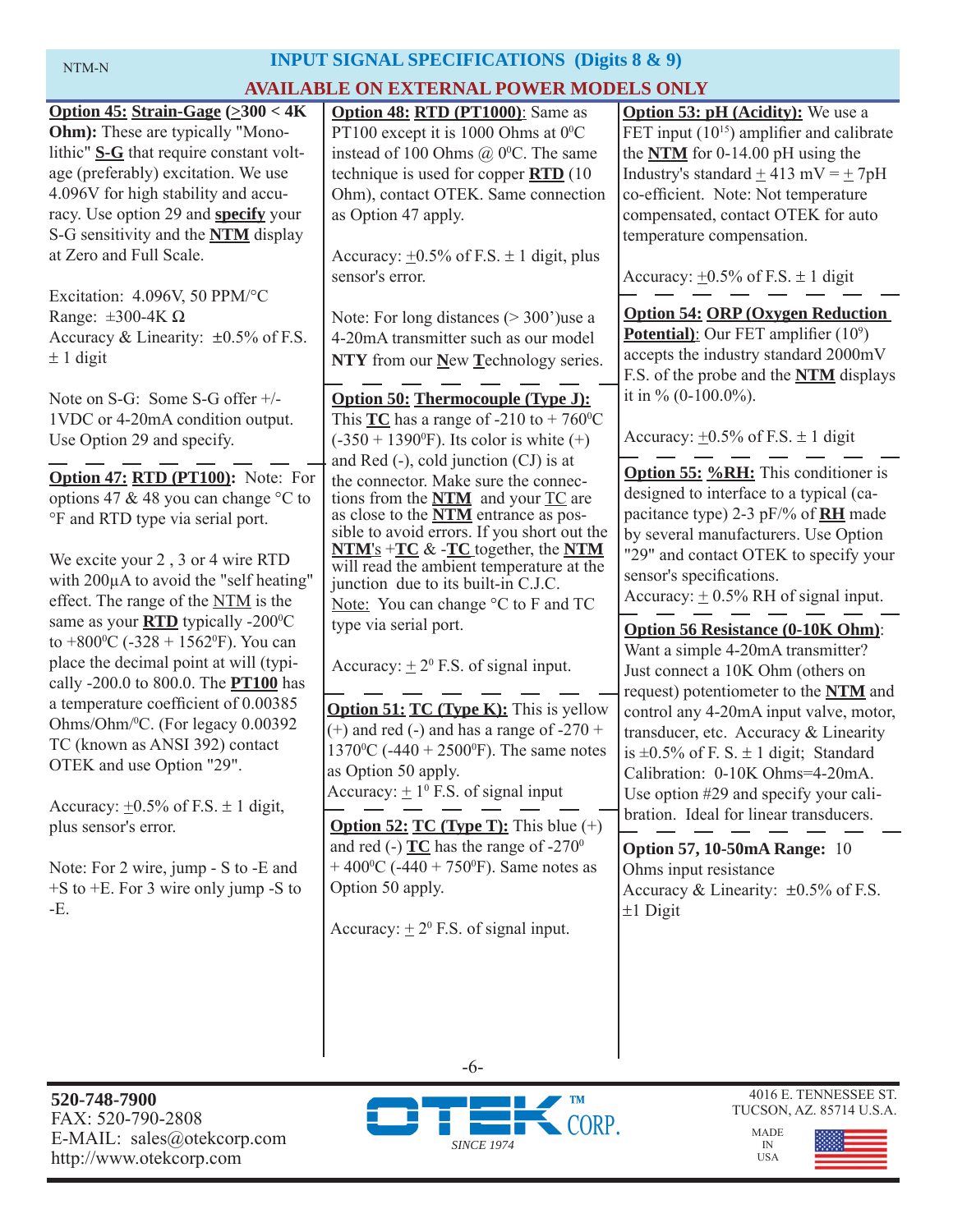## INPUT SIGNAL SPECIFICATIONS (Digits 8 & 9)

## AVAILABLE ON EXTERNAL POWER MODELS ONLY

**Option 45: Strain-Gage (≥300 < 4K Ohm):** These are typically "Monolithic" **S-G** that require constant voltage (preferably) excitation. We use 4.096V for high stability and accuracy. Use option 29 and **specify** your S-G sensitivity and the **NTM** display at Zero and Full Scale.

Excitation: 4.096V, 50 PPM/°C
Range: ±300-4K Ω
Accuracy & Linearity: ±0.5% of F.S. ± 1 digit

Note on S-G: Some S-G offer +/- 1VDC or 4-20mA condition output. Use Option 29 and specify.

**Option 47: RTD (PT100):** Note: For options 47 & 48 you can change °C to °F and RTD type via serial port.

We excite your 2 , 3 or 4 wire RTD with 200µA to avoid the "self heating" effect. The range of the NTM is the same as your **RTD** typically -200°C to +800°C (-328 + 1562°F). You can place the decimal point at will (typically -200.0 to 800.0. The **PT100** has a temperature coefficient of 0.00385 Ohms/Ohm/°C. (For legacy 0.00392 TC (known as ANSI 392) contact OTEK and use Option "29".

Accuracy: ±0.5% of F.S. ± 1 digit, plus sensor's error.

Note: For 2 wire, jump - S to -E and +S to +E. For 3 wire only jump -S to -E.

**Option 48: RTD (PT1000)**: Same as PT100 except it is 1000 Ohms at 0°C instead of 100 Ohms @ 0°C. The same technique is used for copper **RTD** (10 Ohm), contact OTEK. Same connection as Option 47 apply.

Accuracy: ±0.5% of F.S. ± 1 digit, plus sensor's error.

Note: For long distances (> 300')use a 4-20mA transmitter such as our model **NTY** from our **N**ew **T**echnology series.

**Option 50: Thermocouple (Type J):** This **TC** has a range of -210 to + 760°C (-350 + 1390°F). Its color is white (+) and Red (-), cold junction (CJ) is at the connector. Make sure the connections from the **NTM** and your TC are as close to the **NTM** entrance as possible to avoid errors. If you short out the **NTM**'s +**TC** & -**TC** together, the **NTM** will read the ambient temperature at the junction due to its built-in C.J.C.
Note: You can change °C to F and TC type via serial port.

Accuracy: ± 2° F.S. of signal input.

**Option 51: TC (Type K):** This is yellow (+) and red (-) and has a range of -270 + 1370°C (-440 + 2500°F). The same notes as Option 50 apply.
Accuracy: ± 1° F.S. of signal input

**Option 52: TC (Type T):** This blue (+) and red (-) **TC** has the range of -270° + 400°C (-440 + 750°F). Same notes as Option 50 apply.

Accuracy: ± 2° F.S. of signal input.

**Option 53: pH (Acidity):** We use a FET input ($10^{15}$) amplifier and calibrate the **NTM** for 0-14.00 pH using the Industry's standard ± 413 mV = ± 7pH co-efficient. Note: Not temperature compensated, contact OTEK for auto temperature compensation.

Accuracy: ±0.5% of F.S. ± 1 digit

**Option 54: ORP (Oxygen Reduction Potential)**: Our FET amplifier ($10^9$) accepts the industry standard 2000mV F.S. of the probe and the **NTM** displays it in % (0-100.0%).

Accuracy: ±0.5% of F.S. ± 1 digit

**Option 55: %RH:** This conditioner is designed to interface to a typical (capacitance type) 2-3 pF/% of **RH** made by several manufacturers. Use Option "29" and contact OTEK to specify your sensor's specifications.
Accuracy: ± 0.5% RH of signal input.

**Option 56 Resistance (0-10K Ohm)**: Want a simple 4-20mA transmitter? Just connect a 10K Ohm (others on request) potentiometer to the **NTM** and control any 4-20mA input valve, motor, transducer, etc. Accuracy & Linearity is ±0.5% of F. S. ± 1 digit; Standard Calibration: 0-10K Ohms=4-20mA. Use option #29 and specify your calibration. Ideal for linear transducers.

**Option 57, 10-50mA Range:** 10 Ohms input resistance
Accuracy & Linearity: ±0.5% of F.S. ±1 Digit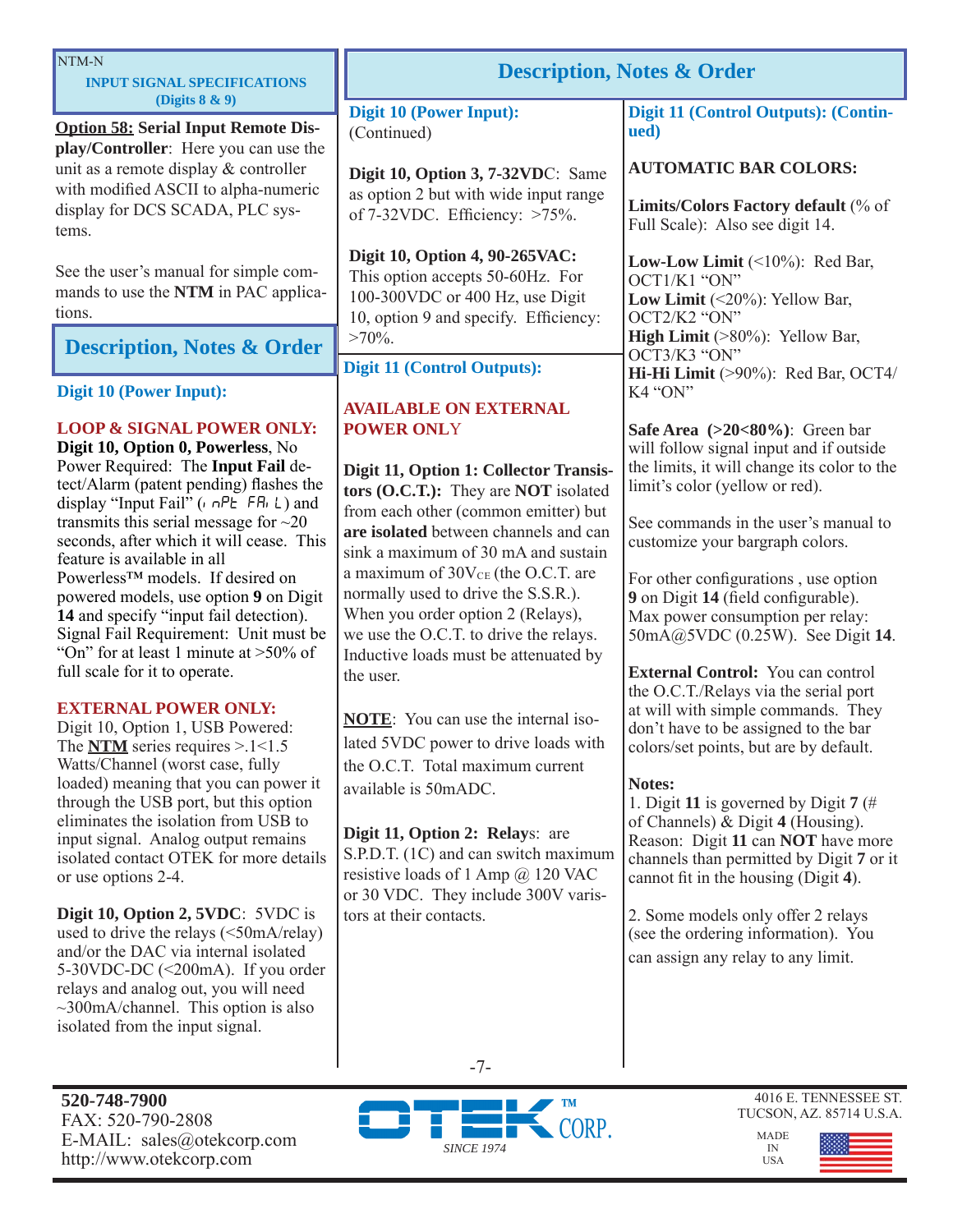NTM-N

## INPUT SIGNAL SPECIFICATIONS (Digits 8 & 9)

**Option 58: Serial Input Remote Display/Controller**: Here you can use the unit as a remote display & controller with modified ASCII to alpha-numeric display for DCS SCADA, PLC systems.

See the user's manual for simple commands to use the **NTM** in PAC applications.

## Description, Notes & Order

### Digit 10 (Power Input):

**LOOP & SIGNAL POWER ONLY:**

**Digit 10, Option 0, Powerless**, No Power Required: The **Input Fail** detect/Alarm (patent pending) flashes the display "Input Fail" (InPt FAIL) and transmits this serial message for ~20 seconds, after which it will cease. This feature is available in all Powerless™ models. If desired on powered models, use option **9** on Digit **14** and specify "input fail detection). Signal Fail Requirement: Unit must be "On" for at least 1 minute at >50% of full scale for it to operate.

**EXTERNAL POWER ONLY:**

Digit 10, Option 1, USB Powered: The **NTM** series requires >.1<1.5 Watts/Channel (worst case, fully loaded) meaning that you can power it through the USB port, but this option eliminates the isolation from USB to input signal. Analog output remains isolated contact OTEK for more details or use options 2-4.

**Digit 10, Option 2, 5VDC**: 5VDC is used to drive the relays (<50mA/relay) and/or the DAC via internal isolated 5-30VDC-DC (<200mA). If you order relays and analog out, you will need ~300mA/channel. This option is also isolated from the input signal.

## Description, Notes & Order

### Digit 10 (Power Input):
(Continued)

**Digit 10, Option 3, 7-32VDC**: Same as option 2 but with wide input range of 7-32VDC. Efficiency: >75%.

**Digit 10, Option 4, 90-265VAC:** This option accepts 50-60Hz. For 100-300VDC or 400 Hz, use Digit 10, option 9 and specify. Efficiency: >70%.

### Digit 11 (Control Outputs):

**AVAILABLE ON EXTERNAL POWER ONLY**

**Digit 11, Option 1: Collector Transistors (O.C.T.):** They are **NOT** isolated from each other (common emitter) but **are isolated** between channels and can sink a maximum of 30 mA and sustain a maximum of $30V_{CE}$ (the O.C.T. are normally used to drive the S.S.R.). When you order option 2 (Relays), we use the O.C.T. to drive the relays. Inductive loads must be attenuated by the user.

**NOTE**: You can use the internal isolated 5VDC power to drive loads with the O.C.T. Total maximum current available is 50mADC.

**Digit 11, Option 2: Relays**: are S.P.D.T. (1C) and can switch maximum resistive loads of 1 Amp @ 120 VAC or 30 VDC. They include 300V varistors at their contacts.

### Digit 11 (Control Outputs): (Continued)

**AUTOMATIC BAR COLORS:**

**Limits/Colors Factory default** (% of Full Scale): Also see digit 14.

**Low-Low Limit** (<10%): Red Bar, OCT1/K1 "ON"
**Low Limit** (<20%): Yellow Bar, OCT2/K2 "ON"
**High Limit** (>80%): Yellow Bar, OCT3/K3 "ON"
**Hi-Hi Limit** (>90%): Red Bar, OCT4/K4 "ON"

**Safe Area (>20<80%)**: Green bar will follow signal input and if outside the limits, it will change its color to the limit's color (yellow or red).

See commands in the user's manual to customize your bargraph colors.

For other configurations , use option **9** on Digit **14** (field configurable). Max power consumption per relay: 50mA@5VDC (0.25W). See Digit **14**.

**External Control:** You can control the O.C.T./Relays via the serial port at will with simple commands. They don't have to be assigned to the bar colors/set points, but are by default.

**Notes:**
1. Digit **11** is governed by Digit **7** (# of Channels) & Digit **4** (Housing). Reason: Digit **11** can **NOT** have more channels than permitted by Digit **7** or it cannot fit in the housing (Digit **4**).

2. Some models only offer 2 relays (see the ordering information). You can assign any relay to any limit.

**520-748-7900**
FAX: 520-790-2808
E-MAIL: sales@otekcorp.com
http://www.otekcorp.com

OTEK™ CORP. SINCE 1974

4016 E. TENNESSEE ST.
TUCSON, AZ. 85714 U.S.A.
MADE IN USA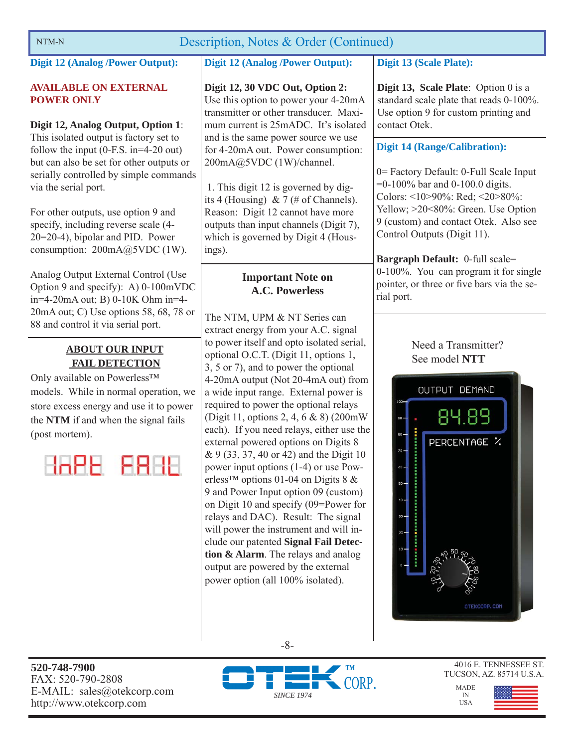## Description, Notes & Order (Continued)

### Digit 12 (Analog /Power Output):

**AVAILABLE ON EXTERNAL POWER ONLY**

**Digit 12, Analog Output, Option 1**: This isolated output is factory set to follow the input (0-F.S. in=4-20 out) but can also be set for other outputs or serially controlled by simple commands via the serial port.

For other outputs, use option 9 and specify, including reverse scale (4-20=20-4), bipolar and PID. Power consumption: 200mA@5VDC (1W).

Analog Output External Control (Use Option 9 and specify): A) 0-100mVDC in=4-20mA out; B) 0-10K Ohm in=4-20mA out; C) Use options 58, 68, 78 or 88 and control it via serial port.

**ABOUT OUR INPUT FAIL DETECTION**

Only available on Powerless™ models. While in normal operation, we store excess energy and use it to power the **NTM** if and when the signal fails (post mortem).

### Digit 12 (Analog /Power Output):

**Digit 12, 30 VDC Out, Option 2:** Use this option to power your 4-20mA transmitter or other transducer. Maximum current is 25mADC. It's isolated and is the same power source we use for 4-20mA out. Power consumption: 200mA@5VDC (1W)/channel.

1. This digit 12 is governed by digits 4 (Housing) & 7 (# of Channels). Reason: Digit 12 cannot have more outputs than input channels (Digit 7), which is governed by Digit 4 (Housings).

**Important Note on A.C. Powerless**

The NTM, UPM & NT Series can extract energy from your A.C. signal to power itself and opto isolated serial, optional O.C.T. (Digit 11, options 1, 3, 5 or 7), and to power the optional 4-20mA output (Not 20-4mA out) from a wide input range. External power is required to power the optional relays (Digit 11, options 2, 4, 6 & 8) (200mW each). If you need relays, either use the external powered options on Digits 8 & 9 (33, 37, 40 or 42) and the Digit 10 power input options (1-4) or use Powerless™ options 01-04 on Digits 8 & 9 and Power Input option 09 (custom) on Digit 10 and specify (09=Power for relays and DAC). Result: The signal will power the instrument and will include our patented **Signal Fail Detection & Alarm**. The relays and analog output are powered by the external power option (all 100% isolated).

### Digit 13 (Scale Plate):

**Digit 13, Scale Plate**: Option 0 is a standard scale plate that reads 0-100%. Use option 9 for custom printing and contact Otek.

### Digit 14 (Range/Calibration):

0= Factory Default: 0-Full Scale Input =0-100% bar and 0-100.0 digits. Colors: <10>90%: Red; <20>80%: Yellow; >20<80%: Green. Use Option 9 (custom) and contact Otek. Also see Control Outputs (Digit 11).

**Bargraph Default:** 0-full scale= 0-100%. You can program it for single pointer, or three or five bars via the serial port.

Need a Transmitter? See model **NTT**

520-748-7900
FAX: 520-790-2808
E-MAIL: sales@otekcorp.com
http://www.otekcorp.com

OTEK CORP. SINCE 1974

4016 E. TENNESSEE ST.
TUCSON, AZ. 85714 U.S.A.
MADE IN USA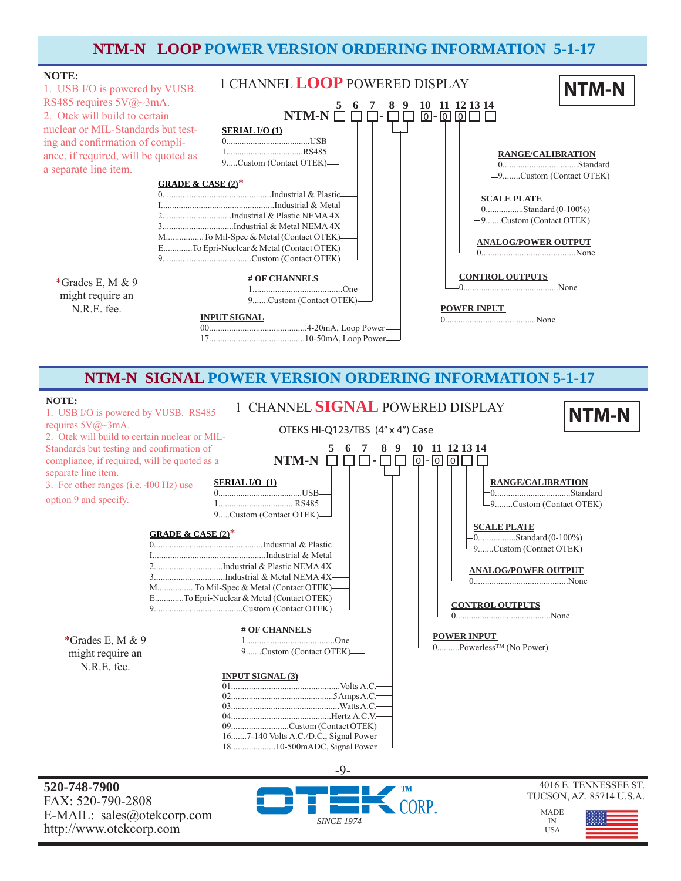## NTM-N LOOP POWER VERSION ORDERING INFORMATION 5-1-17

**NOTE:**
1. USB I/O is powered by VUSB. RS485 requires 5V@~3mA.
2. Otek will build to certain nuclear or MIL-Standards but testing and confirmation of compliance, if required, will be quoted as a separate line item.

### 1 CHANNEL LOOP POWERED DISPLAY

**NTM-N**

```
        5  6  7   8  9   10  11  12 13 14
NTM-N  □  □  □ - □  □   0 - 0   0  □  □
```

**SERIAL I/O (1)** (position 5)
- 0......USB
- 1......RS485
- 9.....Custom (Contact OTEK)

**GRADE & CASE (2)*** (position 6)
- 0......Industrial & Plastic
- I......Industrial & Metal
- 2......Industrial & Plastic NEMA 4X
- 3......Industrial & Metal NEMA 4X
- M......To Mil-Spec & Metal (Contact OTEK)
- E......To Epri-Nuclear & Metal (Contact OTEK)
- 9......Custom (Contact OTEK)

**# OF CHANNELS** (position 7)
- 1......One
- 9.......Custom (Contact OTEK)

**INPUT SIGNAL** (positions 8 & 9)
- 00......4-20mA, Loop Power
- 17......10-50mA, Loop Power

**POWER INPUT** (position 10)
- 0......None

**CONTROL OUTPUTS** (position 11)
- 0......None

**ANALOG/POWER OUTPUT** (position 12)
- 0......None

**SCALE PLATE** (position 13)
- 0......Standard (0-100%)
- 9.......Custom (Contact OTEK)

**RANGE/CALIBRATION** (position 14)
- 0......Standard
- 9........Custom (Contact OTEK)

*Grades E, M & 9 might require an N.R.E. fee.

## NTM-N SIGNAL POWER VERSION ORDERING INFORMATION 5-1-17

**NOTE:**
1. USB I/O is powered by VUSB. RS485 requires 5V@~3mA.
2. Otek will build to certain nuclear or MIL-Standards but testing and confirmation of compliance, if required, will be quoted as a separate line item.
3. For other ranges (i.e. 400 Hz) use option 9 and specify.

### 1 CHANNEL SIGNAL POWERED DISPLAY

**NTM-N**

OTEKS HI-Q123/TBS (4″ x 4″) Case

```
        5  6  7   8  9   10  11  12 13 14
NTM-N  □  □  □ - □  □   0 - 0   0  □  □
```

**SERIAL I/O (1)** (position 5)
- 0......USB
- 1......RS485
- 9.....Custom (Contact OTEK)

**GRADE & CASE (2)*** (position 6)
- 0......Industrial & Plastic
- I......Industrial & Metal
- 2......Industrial & Plastic NEMA 4X
- 3......Industrial & Metal NEMA 4X
- M......To Mil-Spec & Metal (Contact OTEK)
- E......To Epri-Nuclear & Metal (Contact OTEK)
- 9......Custom (Contact OTEK)

**# OF CHANNELS** (position 7)
- 1......One
- 9.......Custom (Contact OTEK)

**INPUT SIGNAL (3)** (positions 8 & 9)
- 01......Volts A.C.
- 02......5 Amps A.C.
- 03......Watts A.C.
- 04......Hertz A.C.V.
- 09......Custom (Contact OTEK)
- 16.......7-140 Volts A.C./D.C., Signal Power
- 18......10-500mADC, Signal Power

**POWER INPUT** (position 10)
- 0..........Powerless™ (No Power)

**CONTROL OUTPUTS** (position 11)
- 0......None

**ANALOG/POWER OUTPUT** (position 12)
- 0......None

**SCALE PLATE** (position 13)
- 0......Standard (0-100%)
- 9.......Custom (Contact OTEK)

**RANGE/CALIBRATION** (position 14)
- 0......Standard
- 9........Custom (Contact OTEK)

*Grades E, M & 9 might require an N.R.E. fee.

**520-748-7900**
FAX: 520-790-2808
E-MAIL: sales@otekcorp.com
http://www.otekcorp.com

OTEK™ CORP. SINCE 1974

4016 E. TENNESSEE ST.
TUCSON, AZ. 85714 U.S.A.

MADE IN USA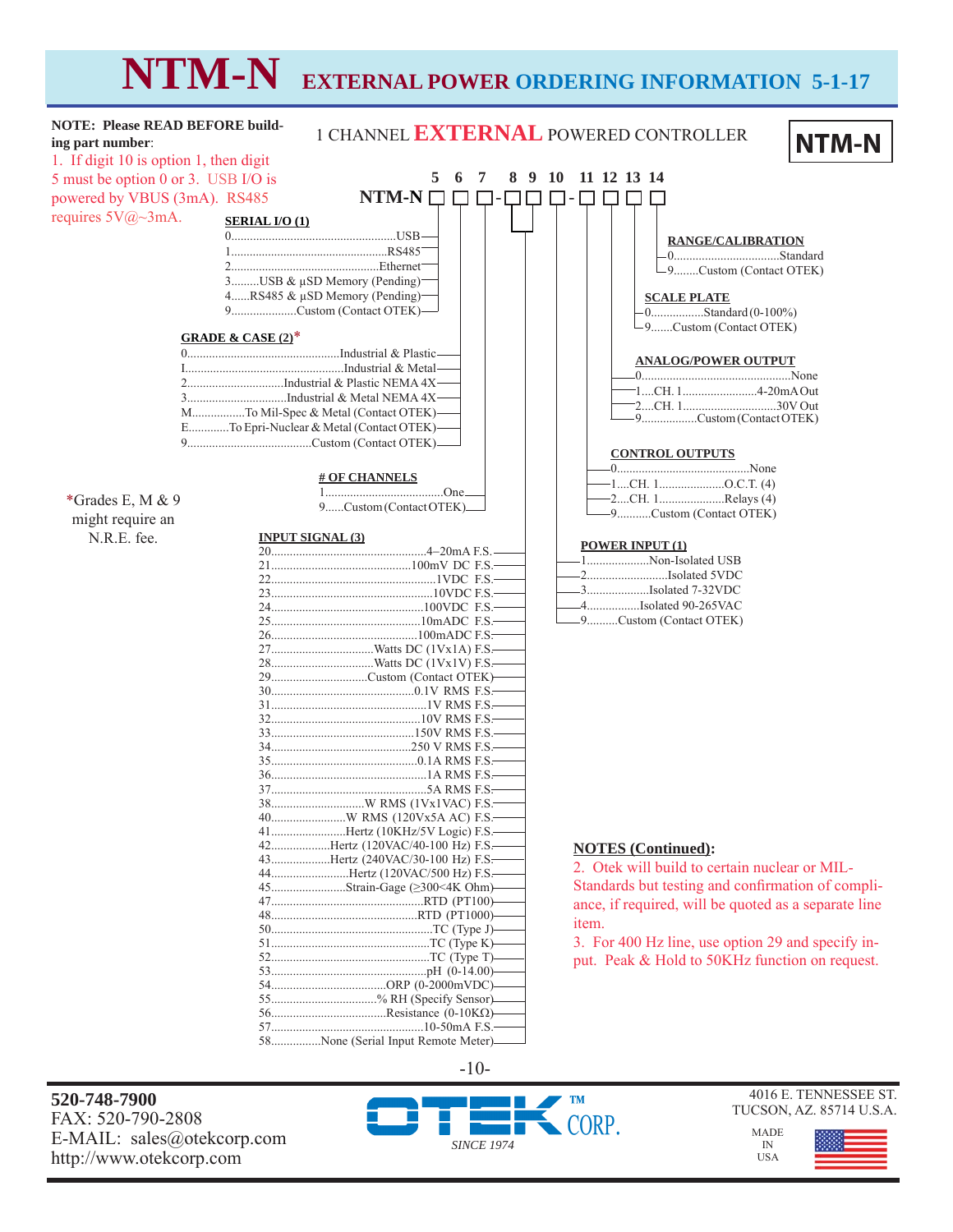# NTM-N EXTERNAL POWER ORDERING INFORMATION 5-1-17

**NOTE: Please READ BEFORE building part number:**

1. If digit 10 is option 1, then digit 5 must be option 0 or 3. USB I/O is powered by VBUS (3mA). RS485 requires 5V@~3mA.

## 1 CHANNEL EXTERNAL POWERED CONTROLLER

**NTM-N**

Digits: 5 6 7 - 8 9 10 - 11 12 13 14

NTM-N ☐ ☐ ☐ - ☐ ☐ ☐ - ☐ ☐ ☐ ☐

### SERIAL I/O (1) — Digit 5

- 0 ........ USB
- 1 ........ RS485
- 2 ........ Ethernet
- 3 ........ USB & µSD Memory (Pending)
- 4 ........ RS485 & µSD Memory (Pending)
- 9 ........ Custom (Contact OTEK)

### GRADE & CASE (2)* — Digit 6

- 0 ........ Industrial & Plastic
- I ........ Industrial & Metal
- 2 ........ Industrial & Plastic NEMA 4X
- 3 ........ Industrial & Metal NEMA 4X
- M ........ To Mil-Spec & Metal (Contact OTEK)
- E ........ To Epri-Nuclear & Metal (Contact OTEK)
- 9 ........ Custom (Contact OTEK)

*Grades E, M & 9 might require an N.R.E. fee.

### # OF CHANNELS — Digit 7

- 1 ........ One
- 9 ........ Custom (Contact OTEK)

### INPUT SIGNAL (3) — Digits 8 & 9

- 20 ........ 4–20mA F.S.
- 21 ........ 100mV DC F.S.
- 22 ........ 1VDC F.S.
- 23 ........ 10VDC F.S.
- 24 ........ 100VDC F.S.
- 25 ........ 10mADC F.S.
- 26 ........ 100mADC F.S.
- 27 ........ Watts DC (1Vx1A) F.S.
- 28 ........ Watts DC (1Vx1V) F.S.
- 29 ........ Custom (Contact OTEK)
- 30 ........ 0.1V RMS F.S.
- 31 ........ 1V RMS F.S.
- 32 ........ 10V RMS F.S.
- 33 ........ 150V RMS F.S.
- 34 ........ 250 V RMS F.S.
- 35 ........ 0.1A RMS F.S.
- 36 ........ 1A RMS F.S.
- 37 ........ 5A RMS F.S.
- 38 ........ W RMS (1Vx1VAC) F.S.
- 40 ........ W RMS (120Vx5A AC) F.S.
- 41 ........ Hertz (10KHz/5V Logic) F.S.
- 42 ........ Hertz (120VAC/40-100 Hz) F.S.
- 43 ........ Hertz (240VAC/30-100 Hz) F.S.
- 44 ........ Hertz (120VAC/500 Hz) F.S.
- 45 ........ Strain-Gage (≥300<4K Ohm)
- 47 ........ RTD (PT100)
- 48 ........ RTD (PT1000)
- 50 ........ TC (Type J)
- 51 ........ TC (Type K)
- 52 ........ TC (Type T)
- 53 ........ pH (0-14.00)
- 54 ........ ORP (0-2000mVDC)
- 55 ........ % RH (Specify Sensor)
- 56 ........ Resistance (0-10KΩ)
- 57 ........ 10-50mA F.S.
- 58 ........ None (Serial Input Remote Meter)

### POWER INPUT (1) — Digit 10

- 1 ........ Non-Isolated USB
- 2 ........ Isolated 5VDC
- 3 ........ Isolated 7-32VDC
- 4 ........ Isolated 90-265VAC
- 9 ........ Custom (Contact OTEK)

### CONTROL OUTPUTS — Digit 11

- 0 ........ None
- 1 ....CH. 1 ........ O.C.T. (4)
- 2 ....CH. 1 ........ Relays (4)
- 9 ........ Custom (Contact OTEK)

### ANALOG/POWER OUTPUT — Digit 12

- 0 ........ None
- 1 ....CH. 1 ........ 4-20mA Out
- 2 ....CH. 1 ........ 30V Out
- 9 ........ Custom (Contact OTEK)

### SCALE PLATE — Digit 13

- 0 ........ Standard (0-100%)
- 9 ........ Custom (Contact OTEK)

### RANGE/CALIBRATION — Digit 14

- 0 ........ Standard
- 9 ........ Custom (Contact OTEK)

**NOTES (Continued):**

2. Otek will build to certain nuclear or MIL-Standards but testing and confirmation of compliance, if required, will be quoted as a separate line item.
3. For 400 Hz line, use option 29 and specify input. Peak & Hold to 50KHz function on request.

**520-748-7900**
FAX: 520-790-2808
E-MAIL: sales@otekcorp.com
http://www.otekcorp.com

OTEK™ CORP. SINCE 1974

4016 E. TENNESSEE ST.
TUCSON, AZ. 85714 U.S.A.

MADE IN USA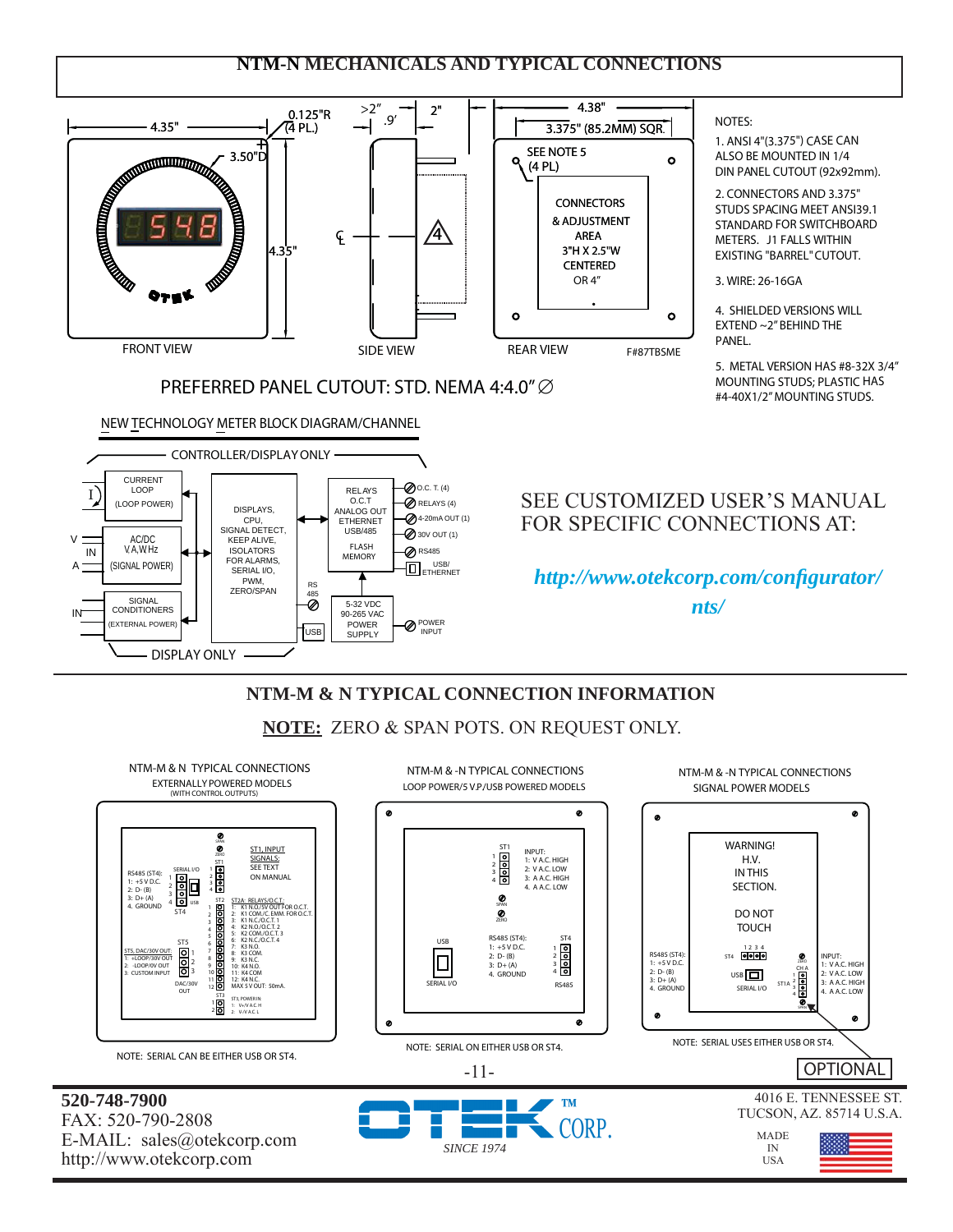# NTM-N MECHANICALS AND TYPICAL CONNECTIONS

4.35"
0.125"R (4 PL.)
3.50"D
4.35"
>2"
.9"
2"
4.38"
3.375" (85.2MM) SQR.
SEE NOTE 5 (4 PL)
CONNECTORS & ADJUSTMENT AREA 3"H X 2.5"W CENTERED OR 4"

FRONT VIEW
SIDE VIEW
REAR VIEW
F#87TBSME

NOTES:

1. ANSI 4"(3.375") CASE CAN ALSO BE MOUNTED IN 1/4 DIN PANEL CUTOUT (92x92mm).
2. CONNECTORS AND 3.375" STUDS SPACING MEET ANSI39.1 STANDARD FOR SWITCHBOARD METERS. J1 FALLS WITHIN EXISTING "BARREL" CUTOUT.
3. WIRE: 26-16GA
4. SHIELDED VERSIONS WILL EXTEND ~2" BEHIND THE PANEL.
5. METAL VERSION HAS #8-32X 3/4" MOUNTING STUDS; PLASTIC HAS #4-40X1/2" MOUNTING STUDS.

PREFERRED PANEL CUTOUT: STD. NEMA 4:4.0" ∅

NEW TECHNOLOGY METER BLOCK DIAGRAM/CHANNEL

CONTROLLER/DISPLAY ONLY

I — CURRENT LOOP (LOOP POWER)
V IN A — AC/DC V,A,W,Hz (SIGNAL POWER)
IN — SIGNAL CONDITIONERS (EXTERNAL POWER)

DISPLAYS, CPU, SIGNAL DETECT, KEEP ALIVE, ISOLATORS FOR ALARMS, SERIAL I/O, PWM, ZERO/SPAN

RELAYS O.C.T ANALOG OUT ETHERNET USB/485
FLASH MEMORY

O.C. T. (4)
RELAYS (4)
4-20mA OUT (1)
30V OUT (1)
RS485
USB/ ETHERNET

RS 485
USB
5-32 VDC 90-265 VAC POWER SUPPLY
POWER INPUT

DISPLAY ONLY

SEE CUSTOMIZED USER'S MANUAL FOR SPECIFIC CONNECTIONS AT:

***http://www.otekcorp.com/configurator/nts/***

## NTM-M & N TYPICAL CONNECTION INFORMATION

**NOTE:** ZERO & SPAN POTS. ON REQUEST ONLY.

### NTM-M & N TYPICAL CONNECTIONS
EXTERNALLY POWERED MODELS (WITH CONTROL OUTPUTS)

SPAN, ZERO
ST1, INPUT SIGNALS: SEE TEXT ON MANUAL

RS485 (ST4): 1: +5 V D.C. 2: D- (B) 3: D+ (A) 4. GROUND
SERIAL I/O, USB, ST4

ST2A: RELAYS/O.C.T.:
1: K1 N.O./5V OUT FOR O.C.T.
2: K1 COM./C. EMM. FOR O.C.T.
3: K1 N.C./O.C.T. 1
4: K2 N.O./O.C.T. 2
5: K2 COM./O.C.T. 3
6: K2 N.C./O.C.T. 4
7: K3 N.O.
8: K3 COM.
9: K3 N.C.
10: K4 N.O.
11: K4 COM
12: K4 N.C.
MAX 5 V OUT: 50mA.

ST5, DAC/30V OUT: 1: +LOOP/30V OUT 2: -LOOP/0V OUT 3: CUSTOM INPUT
DAC/30V OUT

ST3, POWER IN: 1: V+/V A.C H 2: V-/V A.C L

NOTE: SERIAL CAN BE EITHER USB OR ST4.

### NTM-M & -N TYPICAL CONNECTIONS
LOOP POWER/5 V.P./USB POWERED MODELS

ST1 INPUT: 1: V A.C. HIGH 2: V A.C. LOW 3: A A.C. HIGH 4. A A.C. LOW
SPAN, ZERO
USB, SERIAL I/O
RS485 (ST4): 1: +5 V D.C. 2: D- (B) 3: D+ (A) 4. GROUND
ST4, RS485

NOTE: SERIAL ON EITHER USB OR ST4.

### NTM-M & -N TYPICAL CONNECTIONS
SIGNAL POWER MODELS

WARNING! H.V. IN THIS SECTION.

DO NOT TOUCH

RS485 (ST4): 1: +5 V D.C. 2: D- (B) 3: D+ (A) 4. GROUND
ST4, USB, SERIAL I/O, ZERO, CH A, ST1A, SPAN
INPUT: 1: V A.C. HIGH 2: V A.C. LOW 3: A A.C. HIGH 4. A A.C. LOW

NOTE: SERIAL USES EITHER USB OR ST4.

OPTIONAL

**520-748-7900**
FAX: 520-790-2808
E-MAIL: sales@otekcorp.com
http://www.otekcorp.com

OTEK™ CORP. *SINCE 1974*

4016 E. TENNESSEE ST.
TUCSON, AZ. 85714 U.S.A.

MADE IN USA